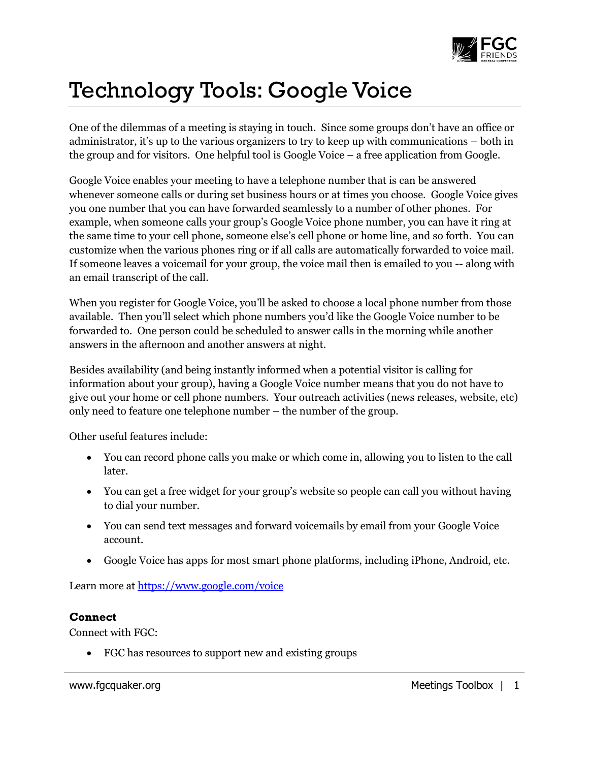# Technology Tools: Google Voice

One of the dilemmas of a meeting is staying in touch. Since some groups don't have an office or administrator, it's up to the various organizers to try to keep up with communications – both in the group and for visitors. One helpful tool is Google Voice – a free application from Google.

Google Voice enables your meeting to have a telephone number that is can be answered whenever someone calls or during set business hours or at times you choose. Google Voice gives you one number that you can have forwarded seamlessly to a number of other phones. For example, when someone calls your group's Google Voice phone number, you can have it ring at the same time to your cell phone, someone else's cell phone or home line, and so forth. You can customize when the various phones ring or if all calls are automatically forwarded to voice mail. If someone leaves a voicemail for your group, the voice mail then is emailed to you -- along with an email transcript of the call.

When you register for Google Voice, you'll be asked to choose a local phone number from those available. Then you'll select which phone numbers you'd like the Google Voice number to be forwarded to. One person could be scheduled to answer calls in the morning while another answers in the afternoon and another answers at night.

Besides availability (and being instantly informed when a potential visitor is calling for information about your group), having a Google Voice number means that you do not have to give out your home or cell phone numbers. Your outreach activities (news releases, website, etc) only need to feature one telephone number – the number of the group.

Other useful features include:

- You can record phone calls you make or which come in, allowing you to listen to the call later.
- You can get a free widget for your group's website so people can call you without having to dial your number.
- You can send text messages and forward voicemails by email from your Google Voice account.
- Google Voice has apps for most smart phone platforms, including iPhone, Android, etc.

Learn more at [https://www.google.com/voice](https://www.google.com/voice)

**Connect**

Connect with FGC:

- FGC has resources to support new and existing groups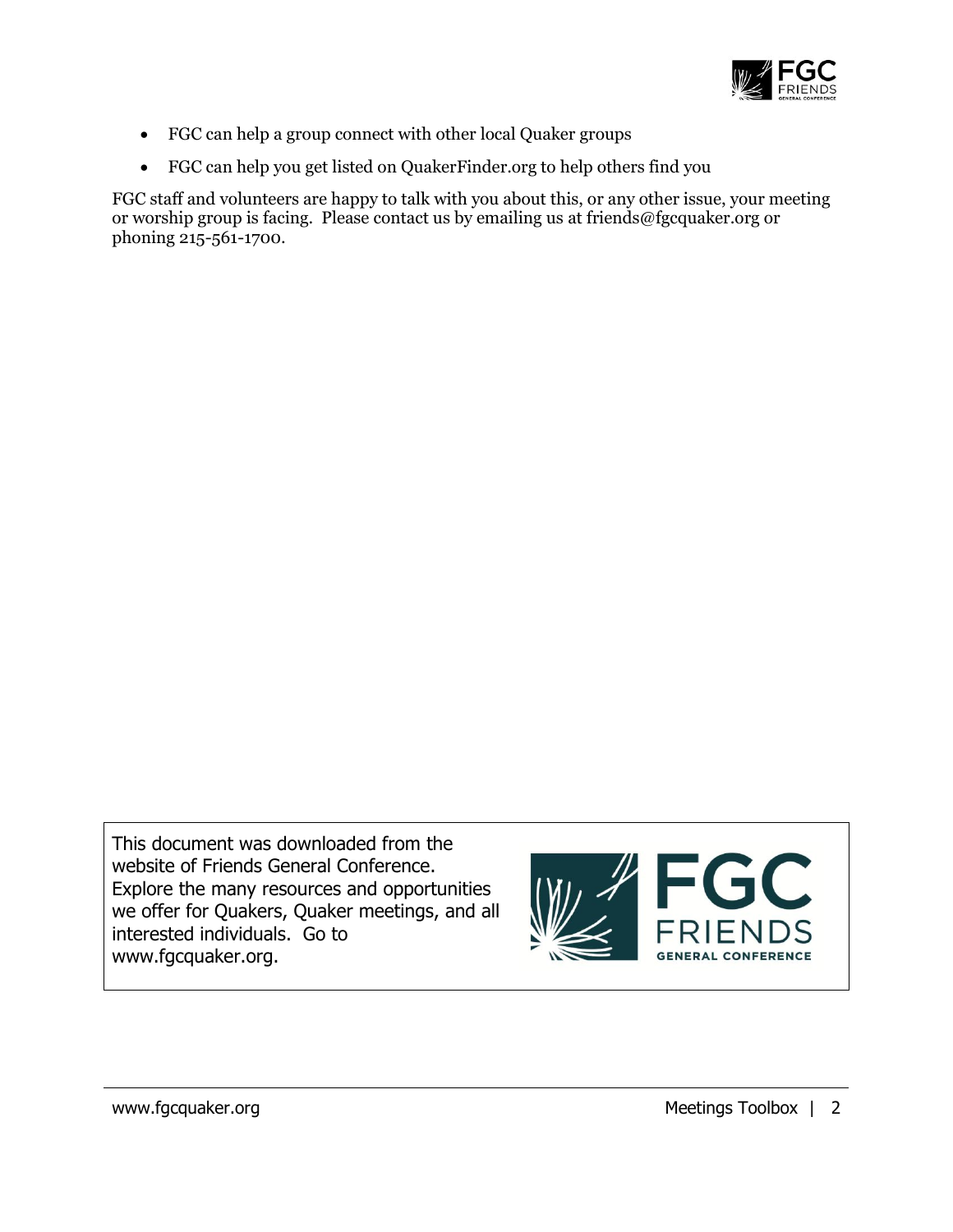- FGC can help a group connect with other local Quaker groups
- FGC can help you get listed on QuakerFinder.org to help others find you

FGC staff and volunteers are happy to talk with you about this, or any other issue, your meeting or worship group is facing. Please contact us by emailing us at friends@fgcquaker.org or phoning 215-561-1700.

This document was downloaded from the website of Friends General Conference. Explore the many resources and opportunities we offer for Quakers, Quaker meetings, and all interested individuals. Go to www.fgcquaker.org.